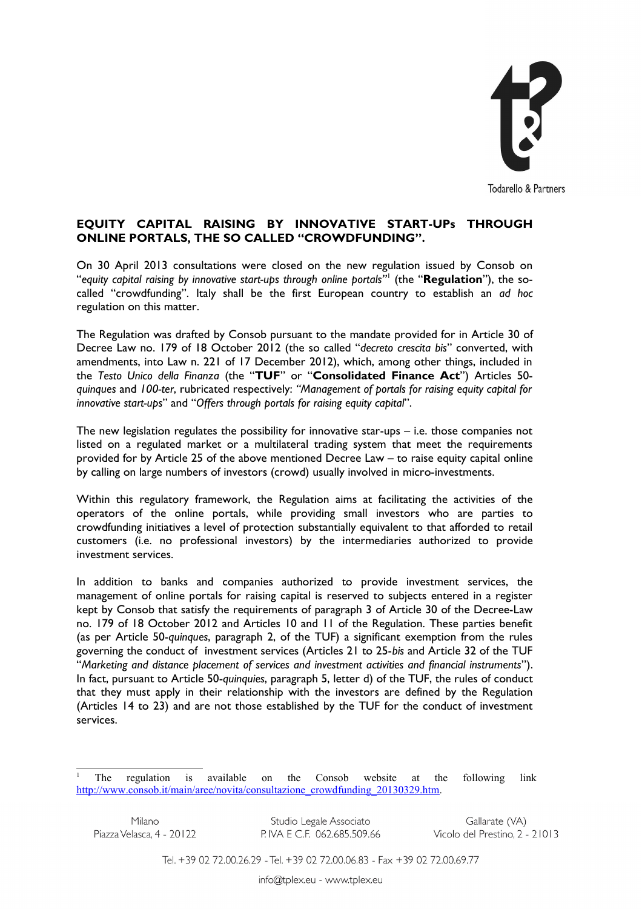# EQUITY CAPITAL RAISING BY INNOVATIVE START-UPs THROUGH ONLINE PORTALS, THE SO CALLED "CROWDFUNDING".

On 30 April 2013 consultations were closed on the new regulation issued by Consob on "*equity capital raising by innovative start-ups through online portals*"[1] (the "**Regulation**"), the so-called "crowdfunding". Italy shall be the first European country to establish an *ad hoc* regulation on this matter.

The Regulation was drafted by Consob pursuant to the mandate provided for in Article 30 of Decree Law no. 179 of 18 October 2012 (the so called "*decreto crescita bis*" converted, with amendments, into Law n. 221 of 17 December 2012), which, among other things, included in the *Testo Unico della Finanza* (the "**TUF**" or "**Consolidated Finance Act**") Articles 50-*quinques* and *100-ter*, rubricated respectively: *"Management of portals for raising equity capital for innovative start-ups*" and "*Offers through portals for raising equity capital*".

The new legislation regulates the possibility for innovative star-ups – i.e. those companies not listed on a regulated market or a multilateral trading system that meet the requirements provided for by Article 25 of the above mentioned Decree Law – to raise equity capital online by calling on large numbers of investors (crowd) usually involved in micro-investments.

Within this regulatory framework, the Regulation aims at facilitating the activities of the operators of the online portals, while providing small investors who are parties to crowdfunding initiatives a level of protection substantially equivalent to that afforded to retail customers (i.e. no professional investors) by the intermediaries authorized to provide investment services.

In addition to banks and companies authorized to provide investment services, the management of online portals for raising capital is reserved to subjects entered in a register kept by Consob that satisfy the requirements of paragraph 3 of Article 30 of the Decree-Law no. 179 of 18 October 2012 and Articles 10 and 11 of the Regulation. These parties benefit (as per Article 50-*quinques*, paragraph 2, of the TUF) a significant exemption from the rules governing the conduct of investment services (Articles 21 to 25-*bis* and Article 32 of the TUF "*Marketing and distance placement of services and investment activities and financial instruments*"). In fact, pursuant to Article 50-*quinquies*, paragraph 5, letter d) of the TUF, the rules of conduct that they must apply in their relationship with the investors are defined by the Regulation (Articles 14 to 23) and are not those established by the TUF for the conduct of investment services.

---

[1] The regulation is available on the Consob website at the following link http://www.consob.it/main/aree/novita/consultazione_crowdfunding_20130329.htm.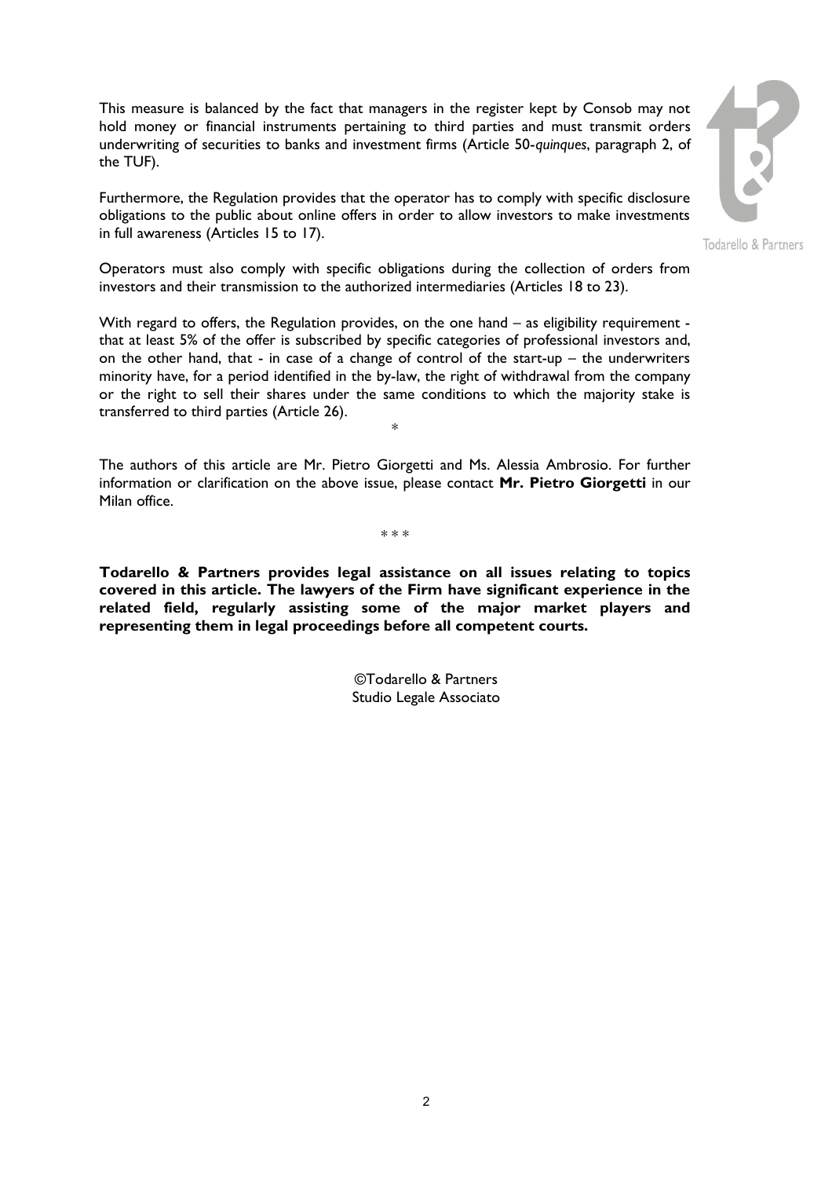This measure is balanced by the fact that managers in the register kept by Consob may not hold money or financial instruments pertaining to third parties and must transmit orders underwriting of securities to banks and investment firms (Article 50-*quinques*, paragraph 2, of the TUF).

Furthermore, the Regulation provides that the operator has to comply with specific disclosure obligations to the public about online offers in order to allow investors to make investments in full awareness (Articles 15 to 17).

Operators must also comply with specific obligations during the collection of orders from investors and their transmission to the authorized intermediaries (Articles 18 to 23).

With regard to offers, the Regulation provides, on the one hand – as eligibility requirement - that at least 5% of the offer is subscribed by specific categories of professional investors and, on the other hand, that - in case of a change of control of the start-up – the underwriters minority have, for a period identified in the by-law, the right of withdrawal from the company or the right to sell their shares under the same conditions to which the majority stake is transferred to third parties (Article 26).

\*

The authors of this article are Mr. Pietro Giorgetti and Ms. Alessia Ambrosio. For further information or clarification on the above issue, please contact **Mr. Pietro Giorgetti** in our Milan office.

\* \* \*

**Todarello & Partners provides legal assistance on all issues relating to topics covered in this article. The lawyers of the Firm have significant experience in the related field, regularly assisting some of the major market players and representing them in legal proceedings before all competent courts.**

©Todarello & Partners
Studio Legale Associato